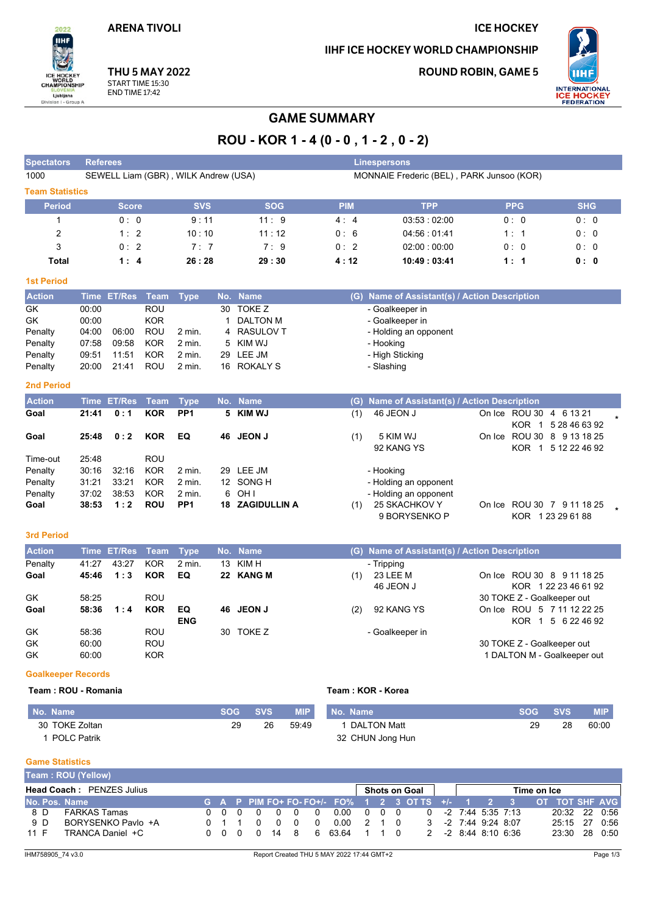**ARENA TIVOLI**

**THU 5 MAY 2022**
START TIME 15:30
END TIME 17:42

**ICE HOCKEY**

**IIHF ICE HOCKEY WORLD CHAMPIONSHIP**

**ROUND ROBIN, GAME 5**

# GAME SUMMARY

## ROU - KOR 1 - 4 (0 - 0 , 1 - 2 , 0 - 2)

| Spectators | Referees | Linespersons |
|---|---|---|
| 1000 | SEWELL Liam (GBR) , WILK Andrew (USA) | MONNAIE Frederic (BEL) , PARK Junsoo (KOR) |

### Team Statistics

| Period | Score | SVS | SOG | PIM | TPP | PPG | SHG |
|---|---|---|---|---|---|---|---|
| 1 | 0 : 0 | 9 : 11 | 11 : 9 | 4 : 4 | 03:53 : 02:00 | 0 : 0 | 0 : 0 |
| 2 | 1 : 2 | 10 : 10 | 11 : 12 | 0 : 6 | 04:56 : 01:41 | 1 : 1 | 0 : 0 |
| 3 | 0 : 2 | 7 : 7 | 7 : 9 | 0 : 2 | 02:00 : 00:00 | 0 : 0 | 0 : 0 |
| **Total** | **1 : 4** | **26 : 28** | **29 : 30** | **4 : 12** | **10:49 : 03:41** | **1 : 1** | **0 : 0** |

### 1st Period

| Action | Time | ET/Res | Team | Type | No. | Name | (G) | Name of Assistant(s) / Action Description |
|---|---|---|---|---|---|---|---|---|
| GK | 00:00 | | ROU | | 30 | TOKE Z | | - Goalkeeper in |
| GK | 00:00 | | KOR | | 1 | DALTON M | | - Goalkeeper in |
| Penalty | 04:00 | 06:00 | ROU | 2 min. | 4 | RASULOV T | | - Holding an opponent |
| Penalty | 07:58 | 09:58 | KOR | 2 min. | 5 | KIM WJ | | - Hooking |
| Penalty | 09:51 | 11:51 | KOR | 2 min. | 29 | LEE JM | | - High Sticking |
| Penalty | 20:00 | 21:41 | ROU | 2 min. | 16 | ROKALY S | | - Slashing |

### 2nd Period

| Action | Time | ET/Res | Team | Type | No. | Name | (G) | Name of Assistant(s) / Action Description | On Ice |
|---|---|---|---|---|---|---|---|---|---|
| **Goal** | **21:41** | **0 : 1** | **KOR** | **PP1** | **5** | **KIM WJ** | (1) | 46 JEON J | ROU 30 4 6 13 21; KOR 1 5 28 46 63 92 * |
| **Goal** | **25:48** | **0 : 2** | **KOR** | **EQ** | **46** | **JEON J** | (1) | 5 KIM WJ, 92 KANG YS | ROU 30 8 9 13 18 25; KOR 1 5 12 22 46 92 |
| Time-out | 25:48 | | ROU | | | | | | |
| Penalty | 30:16 | 32:16 | KOR | 2 min. | 29 | LEE JM | | - Hooking | |
| Penalty | 31:21 | 33:21 | KOR | 2 min. | 12 | SONG H | | - Holding an opponent | |
| Penalty | 37:02 | 38:53 | KOR | 2 min. | 6 | OH I | | - Holding an opponent | |
| **Goal** | **38:53** | **1 : 2** | **ROU** | **PP1** | **18** | **ZAGIDULLIN A** | (1) | 25 SKACHKOV Y, 9 BORYSENKO P | ROU 30 7 9 11 18 25; KOR 1 23 29 61 88 * |

### 3rd Period

| Action | Time | ET/Res | Team | Type | No. | Name | (G) | Name of Assistant(s) / Action Description | On Ice |
|---|---|---|---|---|---|---|---|---|---|
| Penalty | 41:27 | 43:27 | KOR | 2 min. | 13 | KIM H | | - Tripping | |
| **Goal** | **45:46** | **1 : 3** | **KOR** | **EQ** | **22** | **KANG M** | (1) | 23 LEE M, 46 JEON J | ROU 30 8 9 11 18 25; KOR 1 22 23 46 61 92 |
| GK | 58:25 | | ROU | | | | | | 30 TOKE Z - Goalkeeper out |
| **Goal** | **58:36** | **1 : 4** | **KOR** | **EQ ENG** | **46** | **JEON J** | (2) | 92 KANG YS | ROU 5 7 11 12 22 25; KOR 1 5 6 22 46 92 |
| GK | 58:36 | | ROU | | 30 | TOKE Z | | - Goalkeeper in | |
| GK | 60:00 | | ROU | | | | | | 30 TOKE Z - Goalkeeper out |
| GK | 60:00 | | KOR | | | | | | 1 DALTON M - Goalkeeper out |

### Goalkeeper Records

**Team : ROU - Romania**

| No. Name | SOG | SVS | MIP |
|---|---|---|---|
| 30 TOKE Zoltan | 29 | 26 | 59:49 |
| 1 POLC Patrik | | | |

**Team : KOR - Korea**

| No. Name | SOG | SVS | MIP |
|---|---|---|---|
| 1 DALTON Matt | 29 | 28 | 60:00 |
| 32 CHUN Jong Hun | | | |

### Game Statistics

**Team : ROU (Yellow)**

**Head Coach :** PENZES Julius

| No. | Pos. | Name | G | A | P | PIM | FO+ | FO- | FO+/- | FO% | SOG 1 | SOG 2 | SOG 3 | SOG OT | SOG TS | +/- | TOI 1 | TOI 2 | TOI 3 | TOI OT | TOT | SHF | AVG |
|---|---|---|---|---|---|---|---|---|---|---|---|---|---|---|---|---|---|---|---|---|---|---|---|
| 8 | D | FARKAS Tamas | 0 | 0 | 0 | 0 | 0 | 0 | 0 | 0.00 | 0 | 0 | 0 | | 0 | -2 | 7:44 | 5:35 | 7:13 | | 20:32 | 22 | 0:56 |
| 9 | D | BORYSENKO Pavlo +A | 0 | 1 | 1 | 0 | 0 | 0 | 0 | 0.00 | 2 | 1 | 0 | | 3 | -2 | 7:44 | 9:24 | 8:07 | | 25:15 | 27 | 0:56 |
| 11 | F | TRANCA Daniel +C | 0 | 0 | 0 | 0 | 14 | 8 | 6 | 63.64 | 1 | 1 | 0 | | 2 | -2 | 8:44 | 8:10 | 6:36 | | 23:30 | 28 | 0:50 |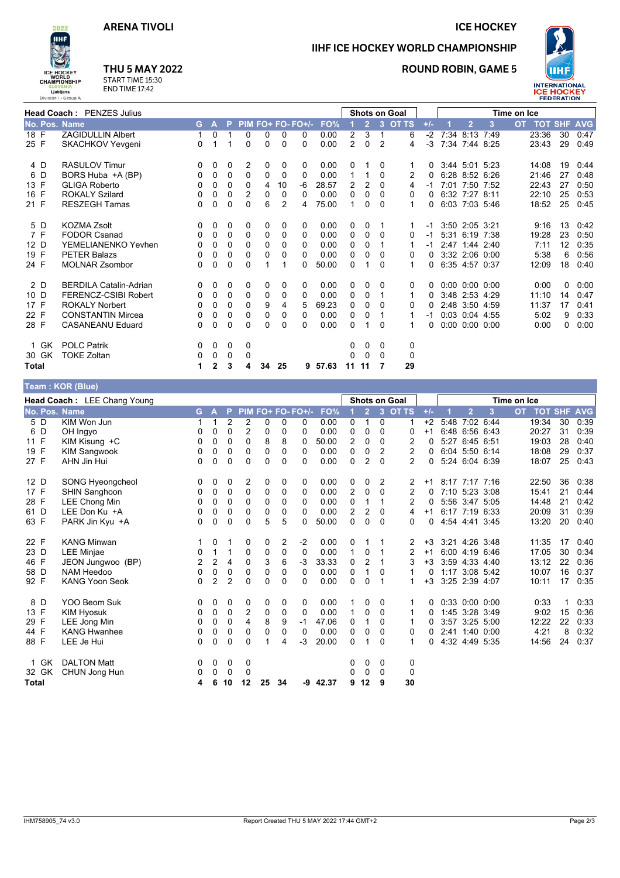# ARENA TIVOLI

## ICE HOCKEY

## IIHF ICE HOCKEY WORLD CHAMPIONSHIP

### THU 5 MAY 2022

START TIME 15:30
END TIME 17:42

### ROUND ROBIN, GAME 5

**Head Coach :** PENZES Julius

| No. | Pos. | Name | G | A | P | PIM | FO+ | FO- | FO+/- | FO% | SOG 1 | SOG 2 | SOG 3 | SOG OT | SOG TS | +/- | TOI 1 | TOI 2 | TOI 3 | TOI OT | TOT | SHF | AVG |
|---|---|---|---|---|---|---|---|---|---|---|---|---|---|---|---|---|---|---|---|---|---|---|---|
| 18 | F | ZAGIDULLIN Albert | 1 | 0 | 1 | 0 | 0 | 0 | 0 | 0.00 | 2 | 3 | 1 | | 6 | -2 | 7:34 | 8:13 | 7:49 | | 23:36 | 30 | 0:47 |
| 25 | F | SKACHKOV Yevgeni | 0 | 1 | 1 | 0 | 0 | 0 | 0 | 0.00 | 2 | 0 | 2 | | 4 | -3 | 7:34 | 7:44 | 8:25 | | 23:43 | 29 | 0:49 |
| 4 | D | RASULOV Timur | 0 | 0 | 0 | 2 | 0 | 0 | 0 | 0.00 | 0 | 1 | 0 | | 1 | 0 | 3:44 | 5:01 | 5:23 | | 14:08 | 19 | 0:44 |
| 6 | D | BORS Huba +A (BP) | 0 | 0 | 0 | 0 | 0 | 0 | 0 | 0.00 | 1 | 1 | 0 | | 2 | 0 | 6:28 | 8:52 | 6:26 | | 21:46 | 27 | 0:48 |
| 13 | F | GLIGA Roberto | 0 | 0 | 0 | 0 | 4 | 10 | -6 | 28.57 | 2 | 2 | 0 | | 4 | -1 | 7:01 | 7:50 | 7:52 | | 22:43 | 27 | 0:50 |
| 16 | F | ROKALY Szilard | 0 | 0 | 0 | 2 | 0 | 0 | 0 | 0.00 | 0 | 0 | 0 | | 0 | 0 | 6:32 | 7:27 | 8:11 | | 22:10 | 25 | 0:53 |
| 21 | F | RESZEGH Tamas | 0 | 0 | 0 | 0 | 6 | 2 | 4 | 75.00 | 1 | 0 | 0 | | 1 | 0 | 6:03 | 7:03 | 5:46 | | 18:52 | 25 | 0:45 |
| 5 | D | KOZMA Zsolt | 0 | 0 | 0 | 0 | 0 | 0 | 0 | 0.00 | 0 | 0 | 1 | | 1 | -1 | 3:50 | 2:05 | 3:21 | | 9:16 | 13 | 0:42 |
| 7 | F | FODOR Csanad | 0 | 0 | 0 | 0 | 0 | 0 | 0 | 0.00 | 0 | 0 | 0 | | 0 | -1 | 5:31 | 6:19 | 7:38 | | 19:28 | 23 | 0:50 |
| 12 | D | YEMELIANENKO Yevhen | 0 | 0 | 0 | 0 | 0 | 0 | 0 | 0.00 | 0 | 0 | 1 | | 1 | -1 | 2:47 | 1:44 | 2:40 | | 7:11 | 12 | 0:35 |
| 19 | F | PETER Balazs | 0 | 0 | 0 | 0 | 0 | 0 | 0 | 0.00 | 0 | 0 | 0 | | 0 | 0 | 3:32 | 2:06 | 0:00 | | 5:38 | 6 | 0:56 |
| 24 | F | MOLNAR Zsombor | 0 | 0 | 0 | 0 | 1 | 1 | 0 | 50.00 | 0 | 1 | 0 | | 1 | 0 | 6:35 | 4:57 | 0:37 | | 12:09 | 18 | 0:40 |
| 2 | D | BERDILA Catalin-Adrian | 0 | 0 | 0 | 0 | 0 | 0 | 0 | 0.00 | 0 | 0 | 0 | | 0 | 0 | 0:00 | 0:00 | 0:00 | | 0:00 | 0 | 0:00 |
| 10 | D | FERENCZ-CSIBI Robert | 0 | 0 | 0 | 0 | 0 | 0 | 0 | 0.00 | 0 | 0 | 1 | | 1 | 0 | 3:48 | 2:53 | 4:29 | | 11:10 | 14 | 0:47 |
| 17 | F | ROKALY Norbert | 0 | 0 | 0 | 0 | 9 | 4 | 5 | 69.23 | 0 | 0 | 0 | | 0 | 0 | 2:48 | 3:50 | 4:59 | | 11:37 | 17 | 0:41 |
| 22 | F | CONSTANTIN Mircea | 0 | 0 | 0 | 0 | 0 | 0 | 0 | 0.00 | 0 | 0 | 1 | | 1 | -1 | 0:03 | 0:04 | 4:55 | | 5:02 | 9 | 0:33 |
| 28 | F | CASANEANU Eduard | 0 | 0 | 0 | 0 | 0 | 0 | 0 | 0.00 | 0 | 1 | 0 | | 1 | 0 | 0:00 | 0:00 | 0:00 | | 0:00 | 0 | 0:00 |
| 1 | GK | POLC Patrik | 0 | 0 | 0 | 0 | | | | | 0 | 0 | 0 | | 0 | | | | | | | | |
| 30 | GK | TOKE Zoltan | 0 | 0 | 0 | 0 | | | | | 0 | 0 | 0 | | 0 | | | | | | | | |
| **Total** | | | 1 | 2 | 3 | 4 | 34 | 25 | 9 | 57.63 | 11 | 11 | 7 | | 29 | | | | | | | | |

## Team : KOR (Blue)

**Head Coach :** LEE Chang Young

| No. | Pos. | Name | G | A | P | PIM | FO+ | FO- | FO+/- | FO% | SOG 1 | SOG 2 | SOG 3 | SOG OT | SOG TS | +/- | TOI 1 | TOI 2 | TOI 3 | TOI OT | TOT | SHF | AVG |
|---|---|---|---|---|---|---|---|---|---|---|---|---|---|---|---|---|---|---|---|---|---|---|---|
| 5 | D | KIM Won Jun | 1 | 1 | 2 | 2 | 0 | 0 | 0 | 0.00 | 0 | 1 | 0 | | 1 | +2 | 5:48 | 7:02 | 6:44 | | 19:34 | 30 | 0:39 |
| 6 | D | OH Ingyo | 0 | 0 | 0 | 2 | 0 | 0 | 0 | 0.00 | 0 | 0 | 0 | | 0 | +1 | 6:48 | 6:56 | 6:43 | | 20:27 | 31 | 0:39 |
| 11 | F | KIM Kisung +C | 0 | 0 | 0 | 0 | 8 | 8 | 0 | 50.00 | 2 | 0 | 0 | | 2 | 0 | 5:27 | 6:45 | 6:51 | | 19:03 | 28 | 0:40 |
| 19 | F | KIM Sangwook | 0 | 0 | 0 | 0 | 0 | 0 | 0 | 0.00 | 0 | 0 | 2 | | 2 | 0 | 6:04 | 5:50 | 6:14 | | 18:08 | 29 | 0:37 |
| 27 | F | AHN Jin Hui | 0 | 0 | 0 | 0 | 0 | 0 | 0 | 0.00 | 0 | 2 | 0 | | 2 | 0 | 5:24 | 6:04 | 6:39 | | 18:07 | 25 | 0:43 |
| 12 | D | SONG Hyeongcheol | 0 | 0 | 0 | 2 | 0 | 0 | 0 | 0.00 | 0 | 0 | 2 | | 2 | +1 | 8:17 | 7:17 | 7:16 | | 22:50 | 36 | 0:38 |
| 17 | F | SHIN Sanghoon | 0 | 0 | 0 | 0 | 0 | 0 | 0 | 0.00 | 2 | 0 | 0 | | 2 | 0 | 7:10 | 5:23 | 3:08 | | 15:41 | 21 | 0:44 |
| 28 | F | LEE Chong Min | 0 | 0 | 0 | 0 | 0 | 0 | 0 | 0.00 | 0 | 1 | 1 | | 2 | 0 | 5:56 | 3:47 | 5:05 | | 14:48 | 21 | 0:42 |
| 61 | D | LEE Don Ku +A | 0 | 0 | 0 | 0 | 0 | 0 | 0 | 0.00 | 2 | 2 | 0 | | 4 | +1 | 6:17 | 7:19 | 6:33 | | 20:09 | 31 | 0:39 |
| 63 | F | PARK Jin Kyu +A | 0 | 0 | 0 | 0 | 5 | 5 | 0 | 50.00 | 0 | 0 | 0 | | 0 | 0 | 4:54 | 4:41 | 3:45 | | 13:20 | 20 | 0:40 |
| 22 | F | KANG Minwan | 1 | 0 | 1 | 0 | 0 | 2 | -2 | 0.00 | 0 | 1 | 1 | | 2 | +3 | 3:21 | 4:26 | 3:48 | | 11:35 | 17 | 0:40 |
| 23 | D | LEE Minjae | 0 | 1 | 1 | 0 | 0 | 0 | 0 | 0.00 | 1 | 0 | 1 | | 2 | +1 | 6:00 | 4:19 | 6:46 | | 17:05 | 30 | 0:34 |
| 46 | F | JEON Jungwoo (BP) | 2 | 2 | 4 | 0 | 3 | 6 | -3 | 33.33 | 0 | 2 | 1 | | 3 | +3 | 3:59 | 4:33 | 4:40 | | 13:12 | 22 | 0:36 |
| 58 | D | NAM Heedoo | 0 | 0 | 0 | 0 | 0 | 0 | 0 | 0.00 | 0 | 1 | 0 | | 1 | 0 | 1:17 | 3:08 | 5:42 | | 10:07 | 16 | 0:37 |
| 92 | F | KANG Yoon Seok | 0 | 2 | 2 | 0 | 0 | 0 | 0 | 0.00 | 0 | 0 | 1 | | 1 | +3 | 3:25 | 2:39 | 4:07 | | 10:11 | 17 | 0:35 |
| 8 | D | YOO Beom Suk | 0 | 0 | 0 | 0 | 0 | 0 | 0 | 0.00 | 1 | 0 | 0 | | 1 | 0 | 0:33 | 0:00 | 0:00 | | 0:33 | 1 | 0:33 |
| 13 | F | KIM Hyosuk | 0 | 0 | 0 | 2 | 0 | 0 | 0 | 0.00 | 1 | 0 | 0 | | 1 | 0 | 1:45 | 3:28 | 3:49 | | 9:02 | 15 | 0:36 |
| 29 | F | LEE Jong Min | 0 | 0 | 0 | 4 | 8 | 9 | -1 | 47.06 | 0 | 1 | 0 | | 1 | 0 | 3:57 | 3:25 | 5:00 | | 12:22 | 22 | 0:33 |
| 44 | F | KANG Hwanhee | 0 | 0 | 0 | 0 | 0 | 0 | 0 | 0.00 | 0 | 0 | 0 | | 0 | 0 | 2:41 | 1:40 | 0:00 | | 4:21 | 8 | 0:32 |
| 88 | F | LEE Je Hui | 0 | 0 | 0 | 0 | 1 | 4 | -3 | 20.00 | 0 | 1 | 0 | | 1 | 0 | 4:32 | 4:49 | 5:35 | | 14:56 | 24 | 0:37 |
| 1 | GK | DALTON Matt | 0 | 0 | 0 | 0 | | | | | 0 | 0 | 0 | | 0 | | | | | | | | |
| 32 | GK | CHUN Jong Hun | 0 | 0 | 0 | 0 | | | | | 0 | 0 | 0 | | 0 | | | | | | | | |
| **Total** | | | 4 | 6 | 10 | 12 | 25 | 34 | -9 | 42.37 | 9 | 12 | 9 | | 30 | | | | | | | | |

IHM758905_74 v3.0 Report Created THU 5 MAY 2022 17:44 GMT+2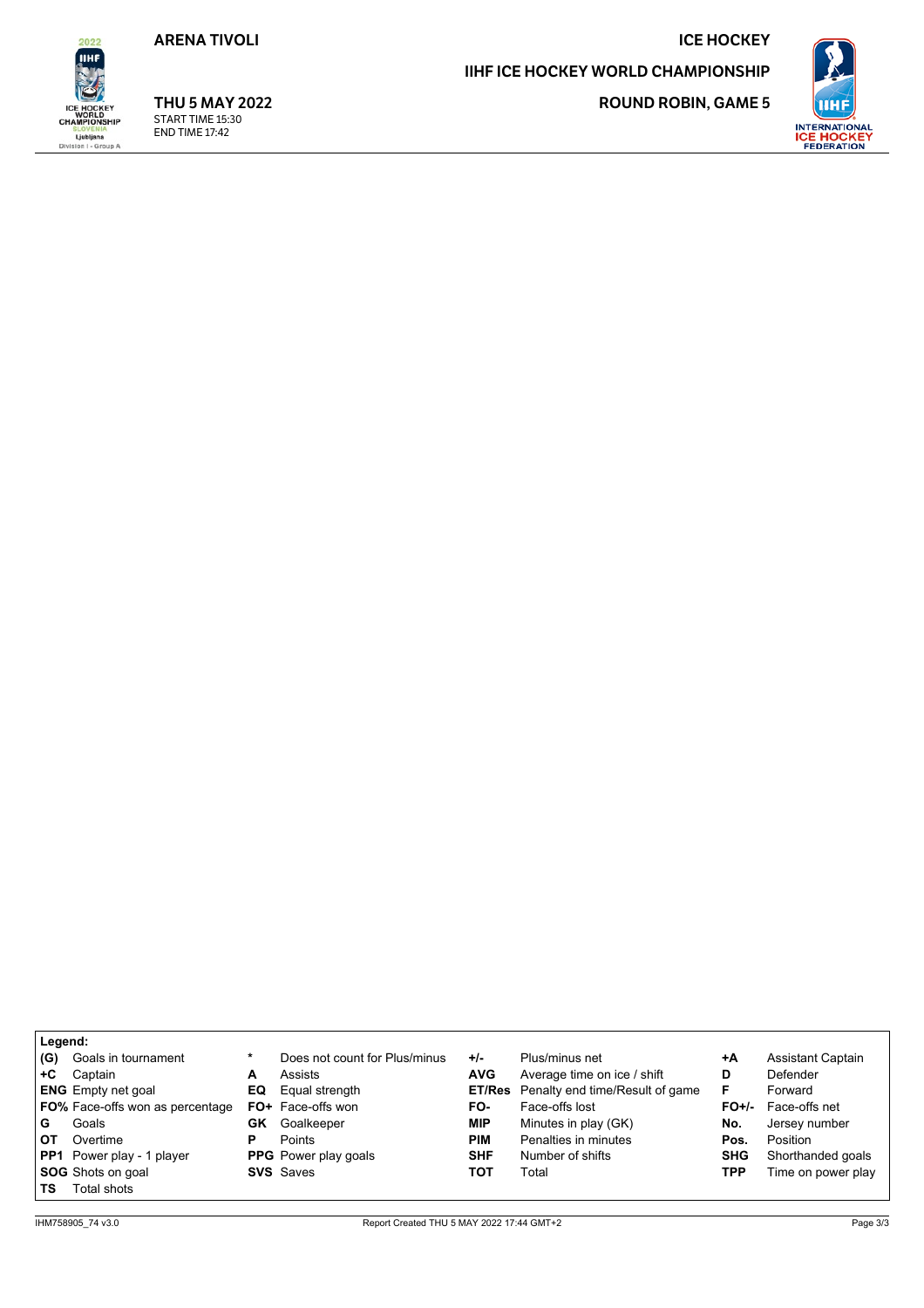**Legend:**

| | | | | | | | |
|---|---|---|---|---|---|---|---|
| **(G)** | Goals in tournament | **\*** | Does not count for Plus/minus | **+/-** | Plus/minus net | **+A** | Assistant Captain |
| **+C** | Captain | **A** | Assists | **AVG** | Average time on ice / shift | **D** | Defender |
| **ENG** | Empty net goal | **EQ** | Equal strength | **ET/Res** | Penalty end time/Result of game | **F** | Forward |
| **FO%** | Face-offs won as percentage | **FO+** | Face-offs won | **FO-** | Face-offs lost | **FO+/-** | Face-offs net |
| **G** | Goals | **GK** | Goalkeeper | **MIP** | Minutes in play (GK) | **No.** | Jersey number |
| **OT** | Overtime | **P** | Points | **PIM** | Penalties in minutes | **Pos.** | Position |
| **PP1** | Power play - 1 player | **PPG** | Power play goals | **SHF** | Number of shifts | **SHG** | Shorthanded goals |
| **SOG** | Shots on goal | **SVS** | Saves | **TOT** | Total | **TPP** | Time on power play |
| **TS** | Total shots | | | | | | |